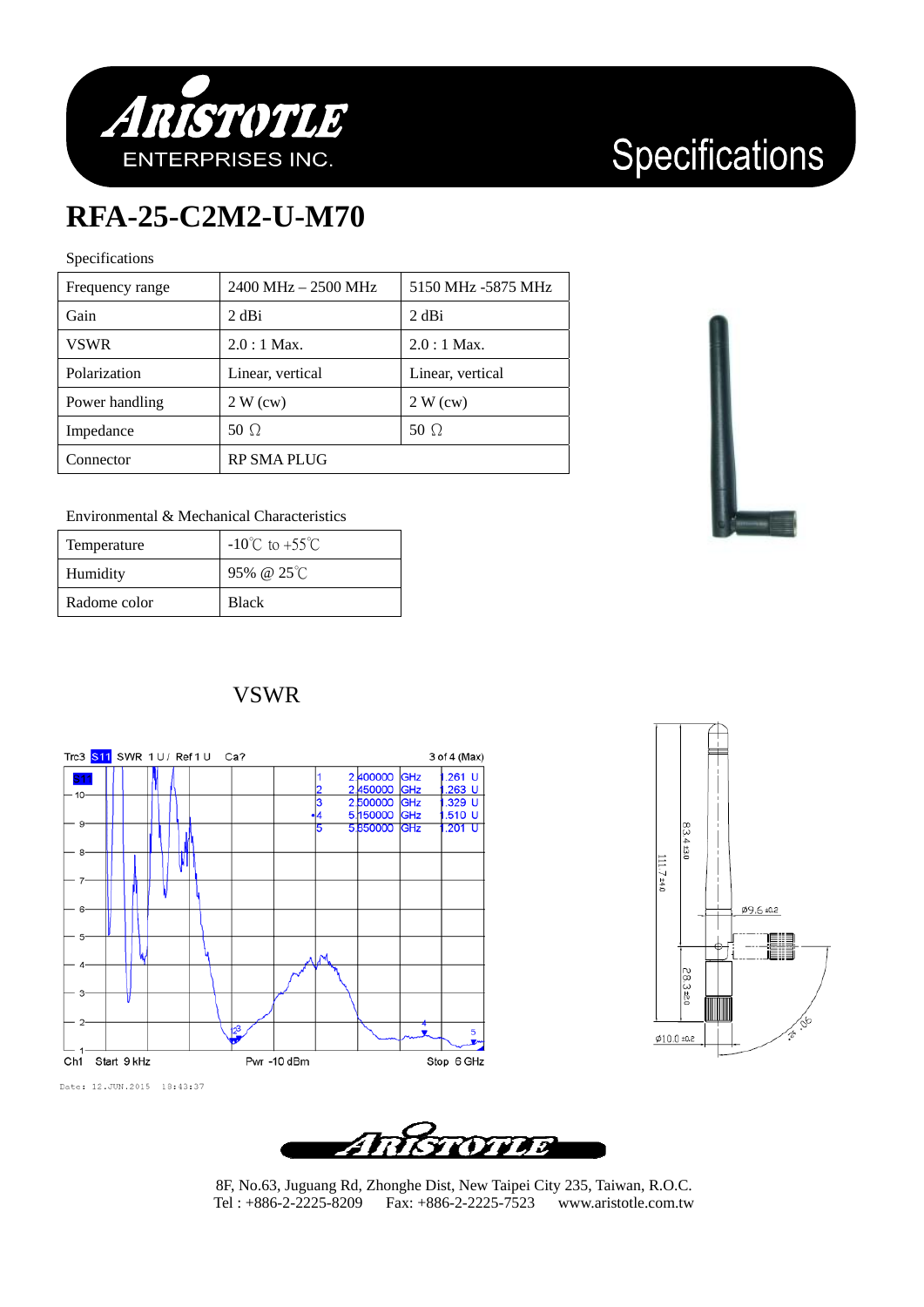# Specifications

## RFA-25-C2M2-U-M70

Specifications

| Frequency range | 2400 MHz – 2500 MHz | 5150 MHz -5875 MHz |
|---|---|---|
| Gain | 2 dBi | 2 dBi |
| VSWR | 2.0 : 1 Max. | 2.0 : 1 Max. |
| Polarization | Linear, vertical | Linear, vertical |
| Power handling | 2 W (cw) | 2 W (cw) |
| Impedance | 50 Ω | 50 Ω |
| Connector | RP SMA PLUG | |

Environmental & Mechanical Characteristics

| Temperature | -10℃ to +55℃ |
|---|---|
| Humidity | 95% @ 25℃ |
| Radome color | Black |

### VSWR

8F, No.63, Juguang Rd, Zhonghe Dist, New Taipei City 235, Taiwan, R.O.C.
Tel : +886-2-2225-8209 Fax: +886-2-2225-7523 www.aristotle.com.tw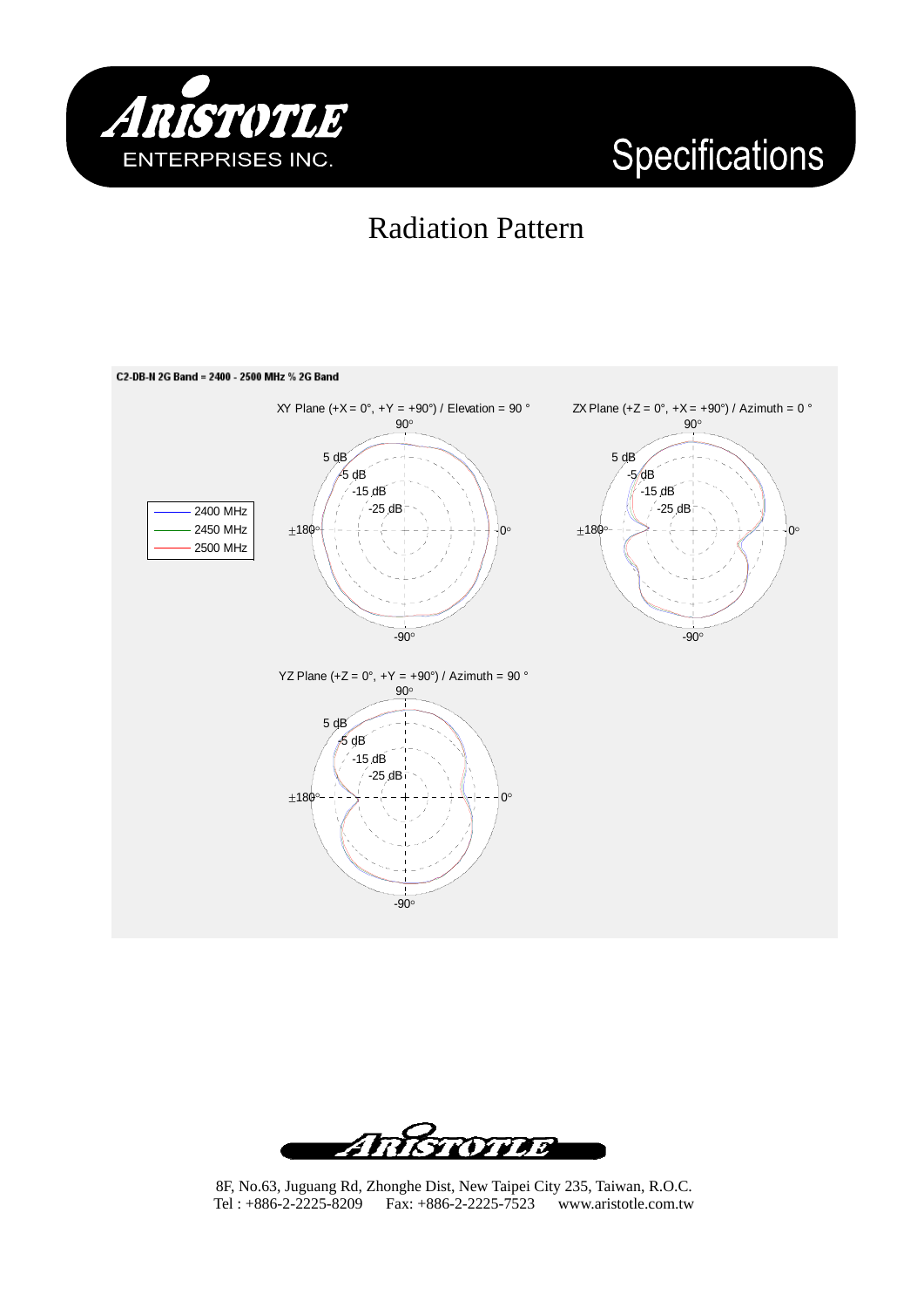# Specifications

## Radiation Pattern

C2-DB-N 2G Band = 2400 - 2500 MHz % 2G Band

XY Plane (+X = 0°, +Y = +90°) / Elevation = 90 °

ZX Plane (+Z = 0°, +X = +90°) / Azimuth = 0 °

YZ Plane (+Z = 0°, +Y = +90°) / Azimuth = 90 °

| Legend |
| --- |
| 2400 MHz |
| 2450 MHz |
| 2500 MHz |

8F, No.63, Juguang Rd, Zhonghe Dist, New Taipei City 235, Taiwan, R.O.C.
Tel : +886-2-2225-8209 Fax: +886-2-2225-7523 www.aristotle.com.tw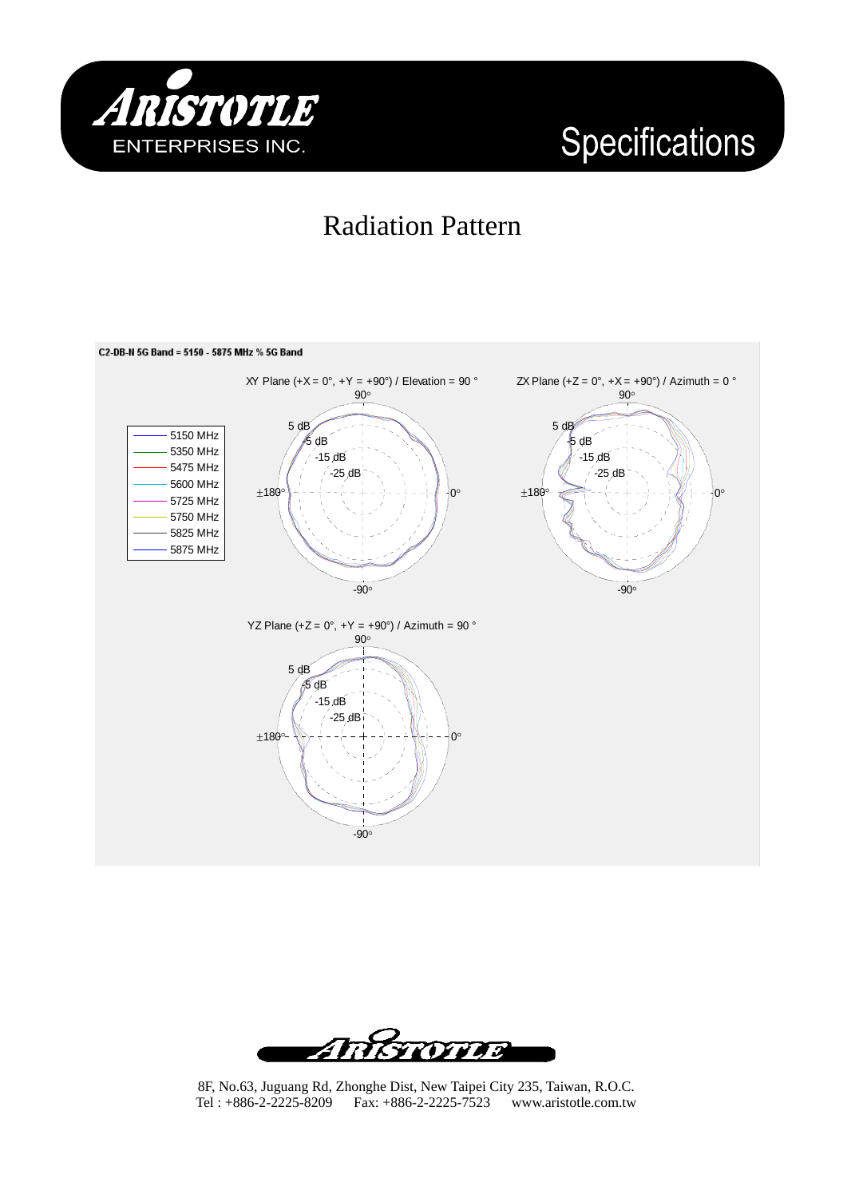ARISTOTLE ENTERPRISES INC.

Specifications

# Radiation Pattern

C2-DB-N 5G Band = 5150 - 5875 MHz % 5G Band

5150 MHz
5350 MHz
5475 MHz
5600 MHz
5725 MHz
5750 MHz
5825 MHz
5875 MHz

XY Plane (+X = 0°, +Y = +90°) / Elevation = 90 °

90°
5 dB
-5 dB
-15 dB
-25 dB
±180°
0°
-90°

ZX Plane (+Z = 0°, +X = +90°) / Azimuth = 0 °

90°
5 dB
-5 dB
-15 dB
-25 dB
±180°
0°
-90°

YZ Plane (+Z = 0°, +Y = +90°) / Azimuth = 90 °

90°
5 dB
-5 dB
-15 dB
-25 dB
±180°
0°
-90°

8F, No.63, Juguang Rd, Zhonghe Dist, New Taipei City 235, Taiwan, R.O.C.
Tel : +886-2-2225-8209 Fax: +886-2-2225-7523 www.aristotle.com.tw